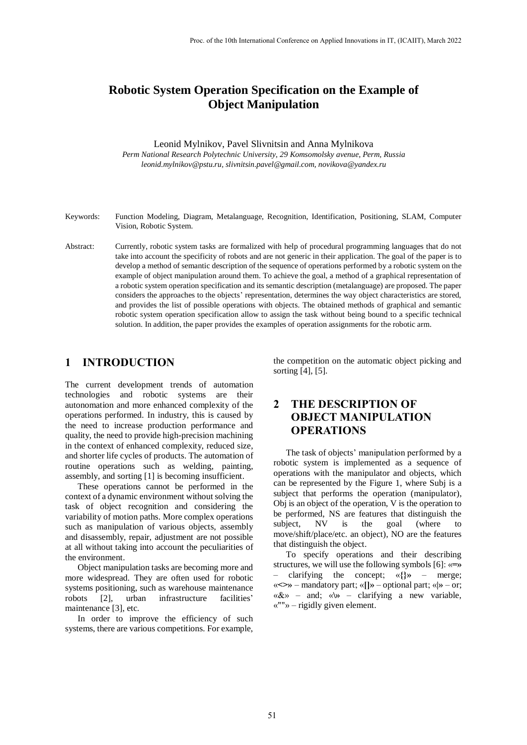# Robotic System Operation Specification on the Example of Object Manipulation

Leonid Mylnikov, Pavel Slivnitsin and Anna Mylnikova

*Perm National Research Polytechnic University, 29 Komsomolsky avenue, Perm, Russia*
*leonid.mylnikov@pstu.ru, slivnitsin.pavel@gmail.com, novikova@yandex.ru*

Keywords: Function Modeling, Diagram, Metalanguage, Recognition, Identification, Positioning, SLAM, Computer Vision, Robotic System.

Abstract: Currently, robotic system tasks are formalized with help of procedural programming languages that do not take into account the specificity of robots and are not generic in their application. The goal of the paper is to develop a method of semantic description of the sequence of operations performed by a robotic system on the example of object manipulation around them. To achieve the goal, a method of a graphical representation of a robotic system operation specification and its semantic description (metalanguage) are proposed. The paper considers the approaches to the objects' representation, determines the way object characteristics are stored, and provides the list of possible operations with objects. The obtained methods of graphical and semantic robotic system operation specification allow to assign the task without being bound to a specific technical solution. In addition, the paper provides the examples of operation assignments for the robotic arm.

## 1 INTRODUCTION

The current development trends of automation technologies and robotic systems are their autonomation and more enhanced complexity of the operations performed. In industry, this is caused by the need to increase production performance and quality, the need to provide high-precision machining in the context of enhanced complexity, reduced size, and shorter life cycles of products. The automation of routine operations such as welding, painting, assembly, and sorting [1] is becoming insufficient.

These operations cannot be performed in the context of a dynamic environment without solving the task of object recognition and considering the variability of motion paths. More complex operations such as manipulation of various objects, assembly and disassembly, repair, adjustment are not possible at all without taking into account the peculiarities of the environment.

Object manipulation tasks are becoming more and more widespread. They are often used for robotic systems positioning, such as warehouse maintenance robots [2], urban infrastructure facilities' maintenance [3], etc.

In order to improve the efficiency of such systems, there are various competitions. For example, the competition on the automatic object picking and sorting [4], [5].

## 2 THE DESCRIPTION OF OBJECT MANIPULATION OPERATIONS

The task of objects' manipulation performed by a robotic system is implemented as a sequence of operations with the manipulator and objects, which can be represented by the Figure 1, where Subj is a subject that performs the operation (manipulator), Obj is an object of the operation, V is the operation to be performed, NS are features that distinguish the subject, NV is the goal (where to move/shift/place/etc. an object), NO are the features that distinguish the object.

To specify operations and their describing structures, we will use the following symbols [6]: «**=**» – clarifying the concept; «**{}**» – merge; «**<>**» – mandatory part; «**[]**» – optional part; «**|**» – or; «&» – and; «**\**» – clarifying a new variable, «""» – rigidly given element.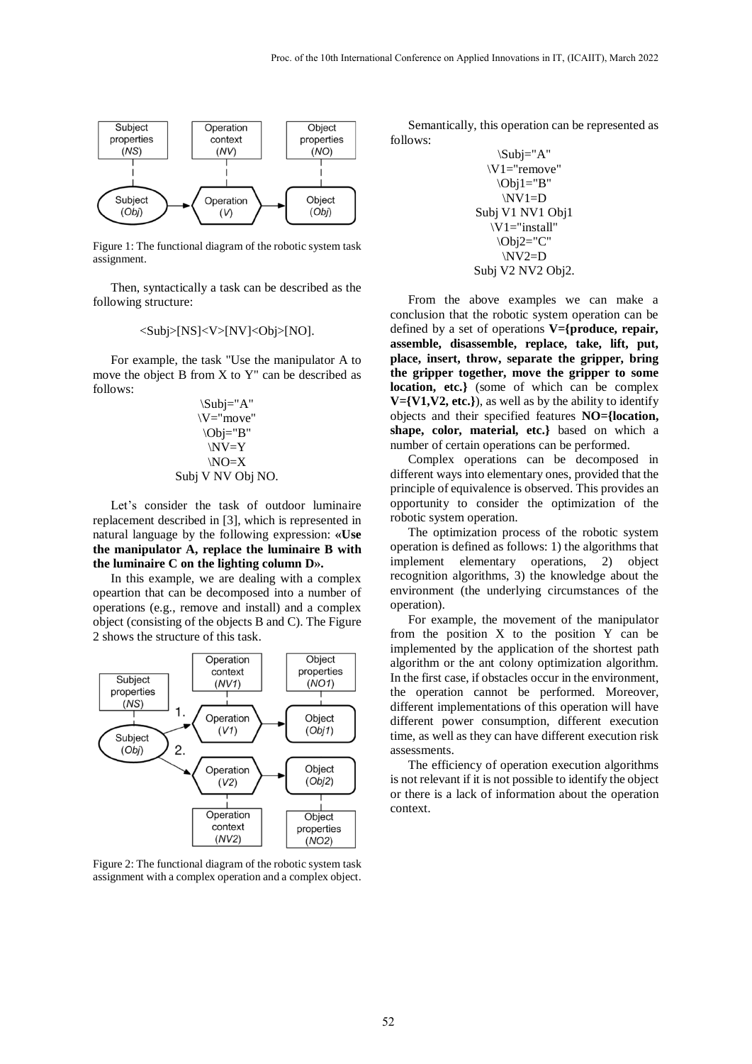Figure 1: The functional diagram of the robotic system task assignment.

Then, syntactically a task can be described as the following structure:

<Subj>[NS]<V>[NV]<Obj>[NO].

For example, the task "Use the manipulator A to move the object B from X to Y" can be described as follows:

\Subj="A"
\V="move"
\Obj="B"
\NV=Y
\NO=X
Subj V NV Obj NO.

Let's consider the task of outdoor luminaire replacement described in [3], which is represented in natural language by the following expression: **«Use the manipulator A, replace the luminaire B with the luminaire C on the lighting column D».**

In this example, we are dealing with a complex oneartion that can be decomposed into a number of operations (e.g., remove and install) and a complex object (consisting of the objects B and C). The Figure 2 shows the structure of this task.

Figure 2: The functional diagram of the robotic system task assignment with a complex operation and a complex object.

Semantically, this operation can be represented as follows:

\Subj="A"
\V1="remove"
\Obj1="B"
\NV1=D
Subj V1 NV1 Obj1
\V1="install"
\Obj2="C"
\NV2=D
Subj V2 NV2 Obj2.

From the above examples we can make a conclusion that the robotic system operation can be defined by a set of operations **V={produce, repair, assemble, disassemble, replace, take, lift, put, place, insert, throw, separate the gripper, bring the gripper together, move the gripper to some location, etc.}** (some of which can be complex **V={V1,V2, etc.}**), as well as by the ability to identify objects and their specified features **NO={location, shape, color, material, etc.}** based on which a number of certain operations can be performed.

Complex operations can be decomposed in different ways into elementary ones, provided that the principle of equivalence is observed. This provides an opportunity to consider the optimization of the robotic system operation.

The optimization process of the robotic system operation is defined as follows: 1) the algorithms that implement elementary operations, 2) object recognition algorithms, 3) the knowledge about the environment (the underlying circumstances of the operation).

For example, the movement of the manipulator from the position X to the position Y can be implemented by the application of the shortest path algorithm or the ant colony optimization algorithm. In the first case, if obstacles occur in the environment, the operation cannot be performed. Moreover, different implementations of this operation will have different power consumption, different execution time, as well as they can have different execution risk assessments.

The efficiency of operation execution algorithms is not relevant if it is not possible to identify the object or there is a lack of information about the operation context.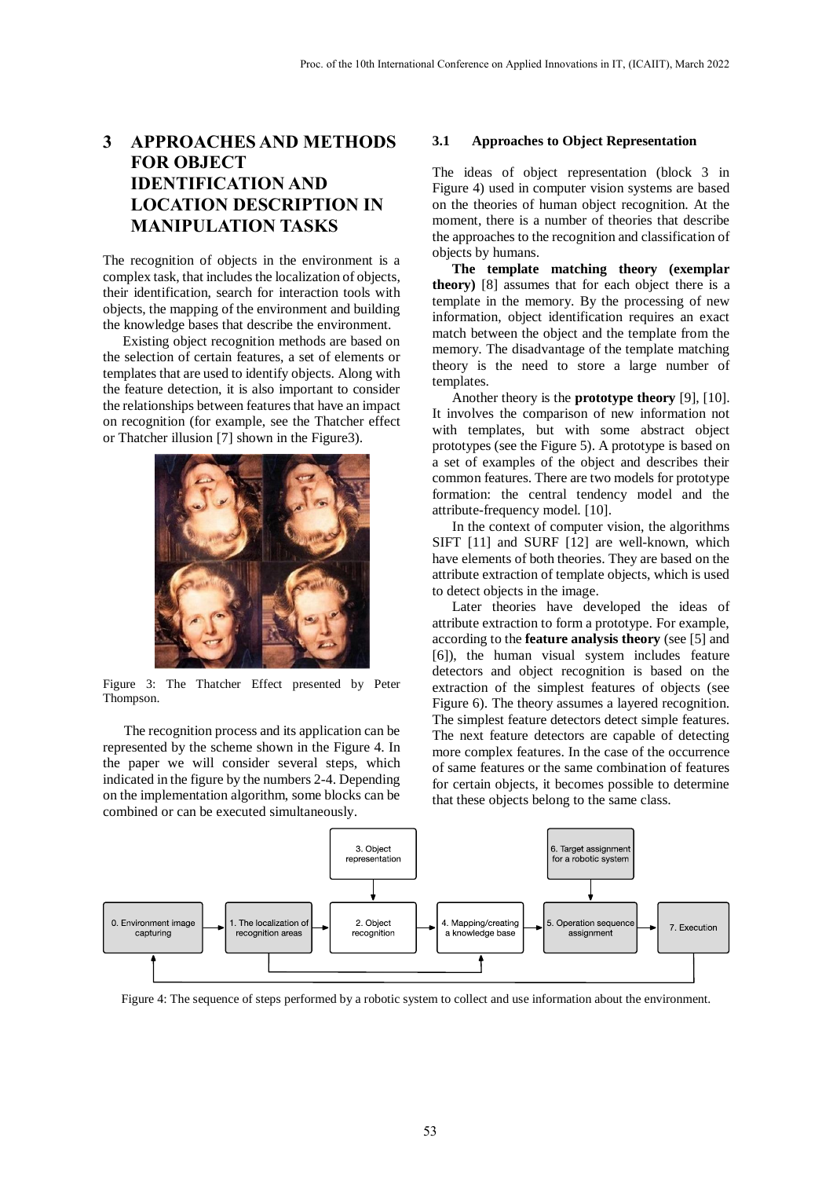## 3 APPROACHES AND METHODS FOR OBJECT IDENTIFICATION AND LOCATION DESCRIPTION IN MANIPULATION TASKS

The recognition of objects in the environment is a complex task, that includes the localization of objects, their identification, search for interaction tools with objects, the mapping of the environment and building the knowledge bases that describe the environment.

Existing object recognition methods are based on the selection of certain features, a set of elements or templates that are used to identify objects. Along with the feature detection, it is also important to consider the relationships between features that have an impact on recognition (for example, see the Thatcher effect or Thatcher illusion [7] shown in the Figure3).

Figure 3: The Thatcher Effect presented by Peter Thompson.

The recognition process and its application can be represented by the scheme shown in the Figure 4. In the paper we will consider several steps, which indicated in the figure by the numbers 2-4. Depending on the implementation algorithm, some blocks can be combined or can be executed simultaneously.

### 3.1 Approaches to Object Representation

The ideas of object representation (block 3 in Figure 4) used in computer vision systems are based on the theories of human object recognition. At the moment, there is a number of theories that describe the approaches to the recognition and classification of objects by humans.

**The template matching theory (exemplar theory)** [8] assumes that for each object there is a template in the memory. By the processing of new information, object identification requires an exact match between the object and the template from the memory. The disadvantage of the template matching theory is the need to store a large number of templates.

Another theory is the **prototype theory** [9], [10]. It involves the comparison of new information not with templates, but with some abstract object prototypes (see the Figure 5). A prototype is based on a set of examples of the object and describes their common features. There are two models for prototype formation: the central tendency model and the attribute-frequency model. [10].

In the context of computer vision, the algorithms SIFT [11] and SURF [12] are well-known, which have elements of both theories. They are based on the attribute extraction of template objects, which is used to detect objects in the image.

Later theories have developed the ideas of attribute extraction to form a prototype. For example, according to the **feature analysis theory** (see [5] and [6]), the human visual system includes feature detectors and object recognition is based on the extraction of the simplest features of objects (see Figure 6). The theory assumes a layered recognition. The simplest feature detectors detect simple features. The next feature detectors are capable of detecting more complex features. In the case of the occurrence of same features or the same combination of features for certain objects, it becomes possible to determine that these objects belong to the same class.

Figure 4: The sequence of steps performed by a robotic system to collect and use information about the environment.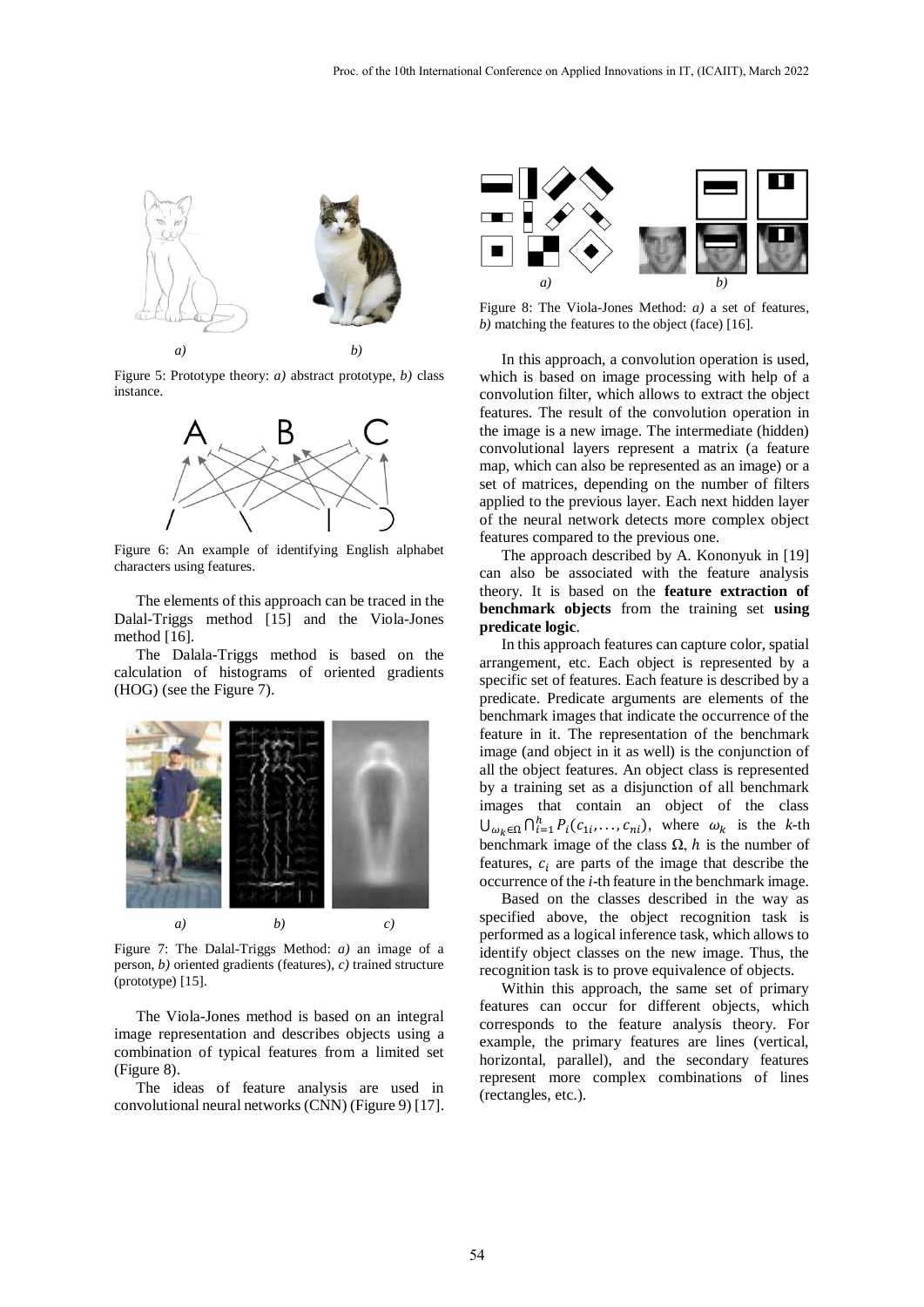Figure 5: Prototype theory: *a)* abstract prototype, *b)* class instance.

Figure 6: An example of identifying English alphabet characters using features.

The elements of this approach can be traced in the Dalal-Triggs method [15] and the Viola-Jones method [16].

The Dalala-Triggs method is based on the calculation of histograms of oriented gradients (HOG) (see the Figure 7).

Figure 7: The Dalal-Triggs Method: *a)* an image of a person, *b)* oriented gradients (features), *c)* trained structure (prototype) [15].

The Viola-Jones method is based on an integral image representation and describes objects using a combination of typical features from a limited set (Figure 8).

The ideas of feature analysis are used in convolutional neural networks (CNN) (Figure 9) [17].

Figure 8: The Viola-Jones Method: *a)* a set of features, *b)* matching the features to the object (face) [16].

In this approach, a convolution operation is used, which is based on image processing with help of a convolution filter, which allows to extract the object features. The result of the convolution operation in the image is a new image. The intermediate (hidden) convolutional layers represent a matrix (a feature map, which can also be represented as an image) or a set of matrices, depending on the number of filters applied to the previous layer. Each next hidden layer of the neural network detects more complex object features compared to the previous one.

The approach described by A. Kononyuk in [19] can also be associated with the feature analysis theory. It is based on the **feature extraction of benchmark objects** from the training set **using predicate logic**.

In this approach features can capture color, spatial arrangement, etc. Each object is represented by a specific set of features. Each feature is described by a predicate. Predicate arguments are elements of the benchmark images that indicate the occurrence of the feature in it. The representation of the benchmark image (and object in it as well) is the conjunction of all the object features. An object class is represented by a training set as a disjunction of all benchmark images that contain an object of the class $\bigcup_{\omega_k \in \Omega} \bigcap_{i=1}^{h} P_i(c_{1i}, \ldots, c_{ni})$, where $\omega_k$ is the *k*-th benchmark image of the class $\Omega$, $h$ is the number of features, $c_i$ are parts of the image that describe the occurrence of the *i*-th feature in the benchmark image.

Based on the classes described in the way as specified above, the object recognition task is performed as a logical inference task, which allows to identify object classes on the new image. Thus, the recognition task is to prove equivalence of objects.

Within this approach, the same set of primary features can occur for different objects, which corresponds to the feature analysis theory. For example, the primary features are lines (vertical, horizontal, parallel), and the secondary features represent more complex combinations of lines (rectangles, etc.).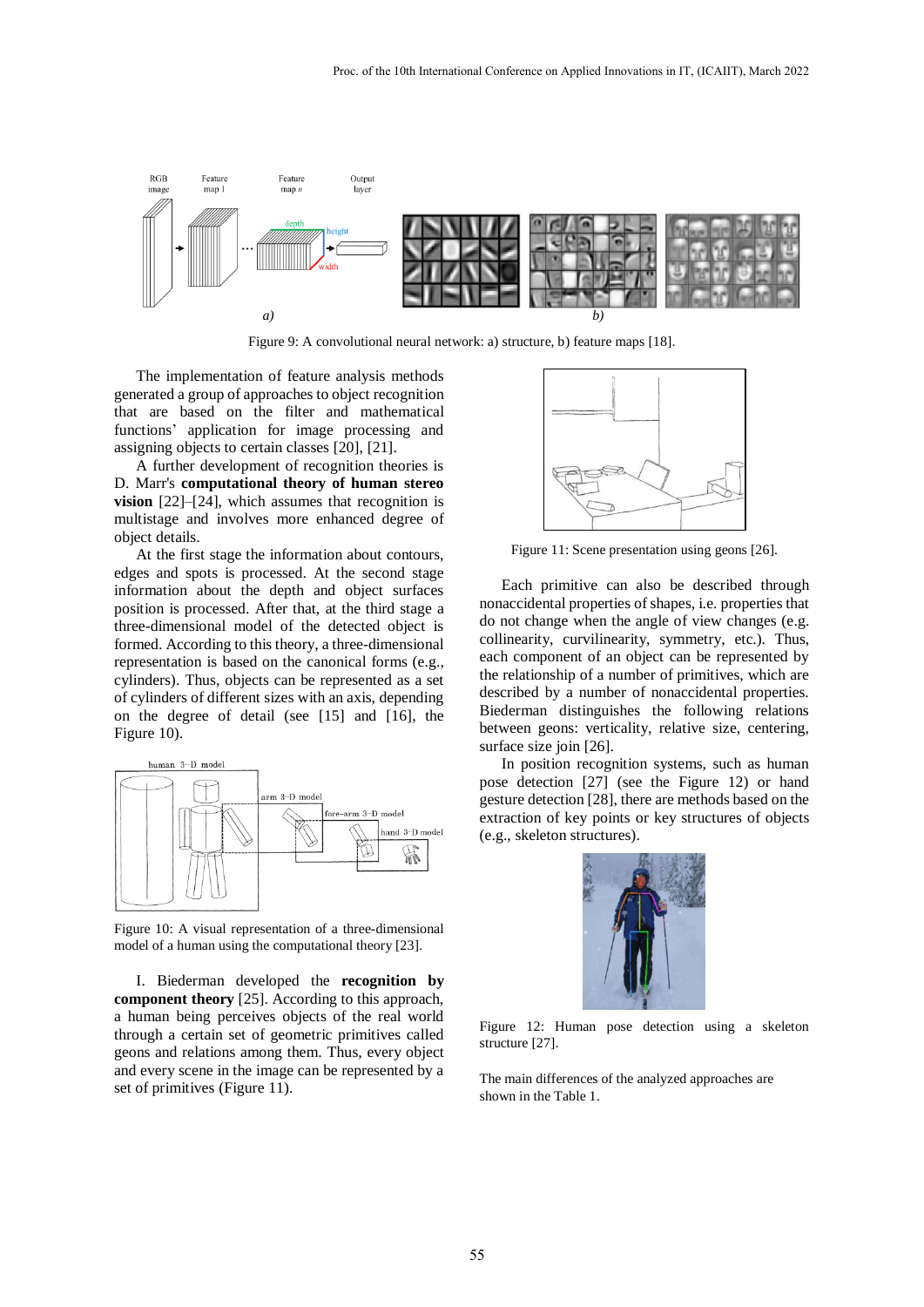Figure 9: A convolutional neural network: a) structure, b) feature maps [18].

The implementation of feature analysis methods generated a group of approaches to object recognition that are based on the filter and mathematical functions' application for image processing and assigning objects to certain classes [20], [21].

A further development of recognition theories is D. Marr's **computational theory of human stereo vision** [22]–[24], which assumes that recognition is multistage and involves more enhanced degree of object details.

At the first stage the information about contours, edges and spots is processed. At the second stage information about the depth and object surfaces position is processed. After that, at the third stage a three-dimensional model of the detected object is formed. According to this theory, a three-dimensional representation is based on the canonical forms (e.g., cylinders). Thus, objects can be represented as a set of cylinders of different sizes with an axis, depending on the degree of detail (see [15] and [16], the Figure 10).

Figure 10: A visual representation of a three-dimensional model of a human using the computational theory [23].

I. Biederman developed the **recognition by component theory** [25]. According to this approach, a human being perceives objects of the real world through a certain set of geometric primitives called geons and relations among them. Thus, every object and every scene in the image can be represented by a set of primitives (Figure 11).

Figure 11: Scene presentation using geons [26].

Each primitive can also be described through nonaccidental properties of shapes, i.e. properties that do not change when the angle of view changes (e.g. collinearity, curvilinearity, symmetry, etc.). Thus, each component of an object can be represented by the relationship of a number of primitives, which are described by a number of nonaccidental properties. Biederman distinguishes the following relations between geons: verticality, relative size, centering, surface size join [26].

In position recognition systems, such as human pose detection [27] (see the Figure 12) or hand gesture detection [28], there are methods based on the extraction of key points or key structures of objects (e.g., skeleton structures).

Figure 12: Human pose detection using a skeleton structure [27].

The main differences of the analyzed approaches are shown in the Table 1.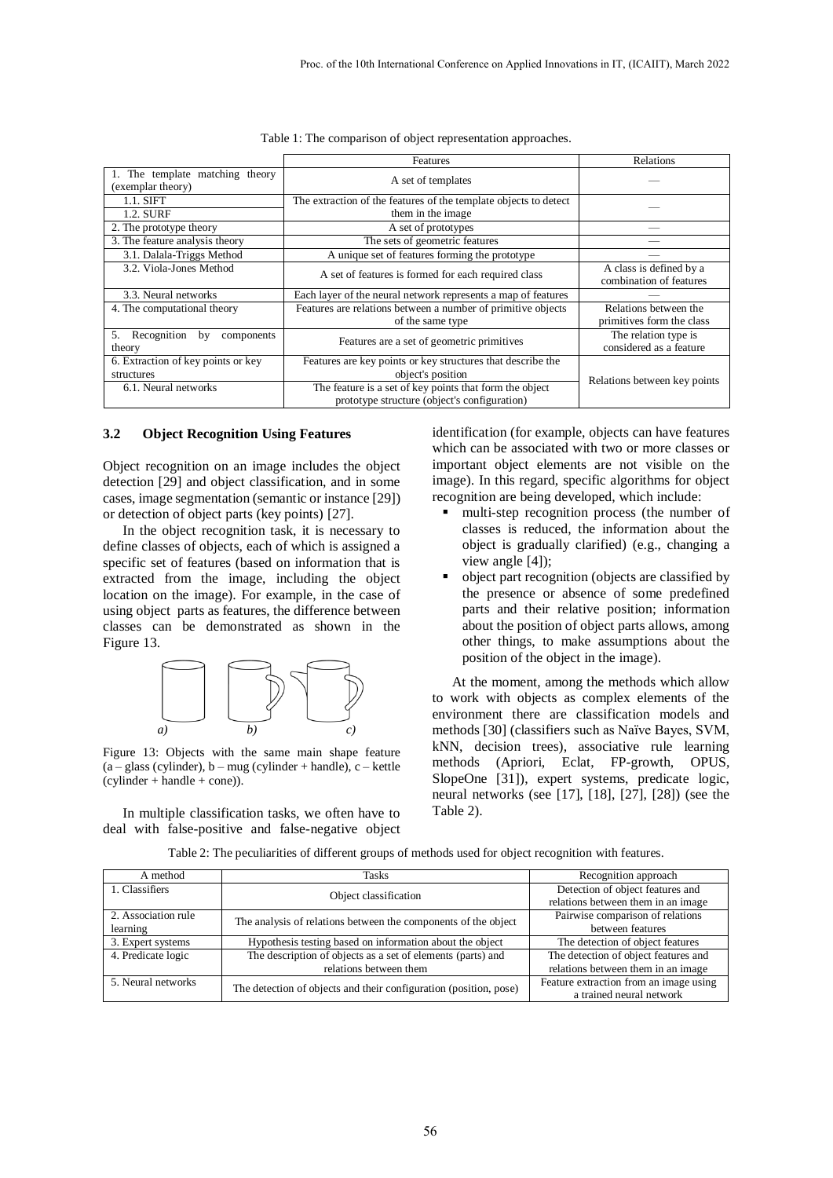Table 1: The comparison of object representation approaches.

| | Features | Relations |
|---|---|---|
| 1. The template matching theory (exemplar theory) | A set of templates | — |
| 1.1. SIFT<br>1.2. SURF | The extraction of the features of the template objects to detect them in the image | — |
| 2. The prototype theory | A set of prototypes | — |
| 3. The feature analysis theory | The sets of geometric features | — |
| 3.1. Dalala-Triggs Method | A unique set of features forming the prototype | — |
| 3.2. Viola-Jones Method | A set of features is formed for each required class | A class is defined by a combination of features |
| 3.3. Neural networks | Each layer of the neural network represents a map of features | — |
| 4. The computational theory | Features are relations between a number of primitive objects of the same type | Relations between the primitives form the class |
| 5. Recognition by components theory | Features are a set of geometric primitives | The relation type is considered as a feature |
| 6. Extraction of key points or key structures | Features are key points or key structures that describe the object's position | Relations between key points |
| 6.1. Neural networks | The feature is a set of key points that form the object prototype structure (object's configuration) | |

### 3.2 Object Recognition Using Features

Object recognition on an image includes the object detection [29] and object classification, and in some cases, image segmentation (semantic or instance [29]) or detection of object parts (key points) [27].

In the object recognition task, it is necessary to define classes of objects, each of which is assigned a specific set of features (based on information that is extracted from the image, including the object location on the image). For example, in the case of using object parts as features, the difference between classes can be demonstrated as shown in the Figure 13.

Figure 13: Objects with the same main shape feature (a – glass (cylinder), b – mug (cylinder + handle), c – kettle (cylinder + handle + cone)).

In multiple classification tasks, we often have to deal with false-positive and false-negative object identification (for example, objects can have features which can be associated with two or more classes or important object elements are not visible on the image). In this regard, specific algorithms for object recognition are being developed, which include:

- multi-step recognition process (the number of classes is reduced, the information about the object is gradually clarified) (e.g., changing a view angle [4]);
- object part recognition (objects are classified by the presence or absence of some predefined parts and their relative position; information about the position of object parts allows, among other things, to make assumptions about the position of the object in the image).

At the moment, among the methods which allow to work with objects as complex elements of the environment there are classification models and methods [30] (classifiers such as Naïve Bayes, SVM, kNN, decision trees), associative rule learning methods (Apriori, Eclat, FP-growth, OPUS, SlopeOne [31]), expert systems, predicate logic, neural networks (see [17], [18], [27], [28]) (see the Table 2).

Table 2: The peculiarities of different groups of methods used for object recognition with features.

| A method | Tasks | Recognition approach |
|---|---|---|
| 1. Classifiers | Object classification | Detection of object features and relations between them in an image |
| 2. Association rule learning | The analysis of relations between the components of the object | Pairwise comparison of relations between features |
| 3. Expert systems | Hypothesis testing based on information about the object | The detection of object features |
| 4. Predicate logic | The description of objects as a set of elements (parts) and relations between them | The detection of object features and relations between them in an image |
| 5. Neural networks | The detection of objects and their configuration (position, pose) | Feature extraction from an image using a trained neural network |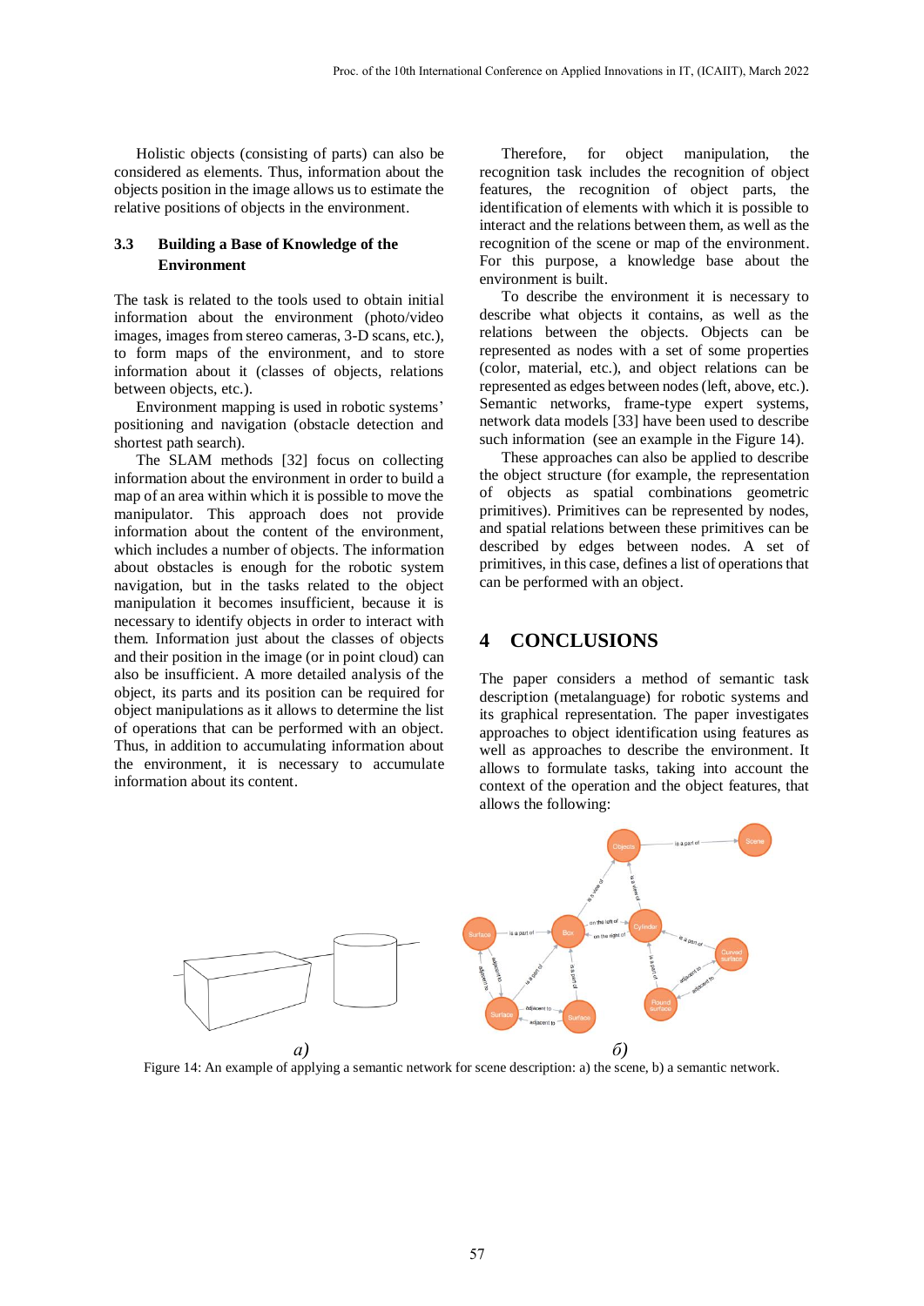Holistic objects (consisting of parts) can also be considered as elements. Thus, information about the objects position in the image allows us to estimate the relative positions of objects in the environment.

### 3.3 Building a Base of Knowledge of the Environment

The task is related to the tools used to obtain initial information about the environment (photo/video images, images from stereo cameras, 3-D scans, etc.), to form maps of the environment, and to store information about it (classes of objects, relations between objects, etc.).

Environment mapping is used in robotic systems' positioning and navigation (obstacle detection and shortest path search).

The SLAM methods [32] focus on collecting information about the environment in order to build a map of an area within which it is possible to move the manipulator. This approach does not provide information about the content of the environment, which includes a number of objects. The information about obstacles is enough for the robotic system navigation, but in the tasks related to the object manipulation it becomes insufficient, because it is necessary to identify objects in order to interact with them. Information just about the classes of objects and their position in the image (or in point cloud) can also be insufficient. A more detailed analysis of the object, its parts and its position can be required for object manipulations as it allows to determine the list of operations that can be performed with an object. Thus, in addition to accumulating information about the environment, it is necessary to accumulate information about its content.

Therefore, for object manipulation, the recognition task includes the recognition of object features, the recognition of object parts, the identification of elements with which it is possible to interact and the relations between them, as well as the recognition of the scene or map of the environment. For this purpose, a knowledge base about the environment is built.

To describe the environment it is necessary to describe what objects it contains, as well as the relations between the objects. Objects can be represented as nodes with a set of some properties (color, material, etc.), and object relations can be represented as edges between nodes (left, above, etc.). Semantic networks, frame-type expert systems, network data models [33] have been used to describe such information (see an example in the Figure 14).

These approaches can also be applied to describe the object structure (for example, the representation of objects as spatial combinations geometric primitives). Primitives can be represented by nodes, and spatial relations between these primitives can be described by edges between nodes. A set of primitives, in this case, defines a list of operations that can be performed with an object.

## 4 CONCLUSIONS

The paper considers a method of semantic task description (metalanguage) for robotic systems and its graphical representation. The paper investigates approaches to object identification using features as well as approaches to describe the environment. It allows to formulate tasks, taking into account the context of the operation and the object features, that allows the following:

Figure 14: An example of applying a semantic network for scene description: a) the scene, b) a semantic network.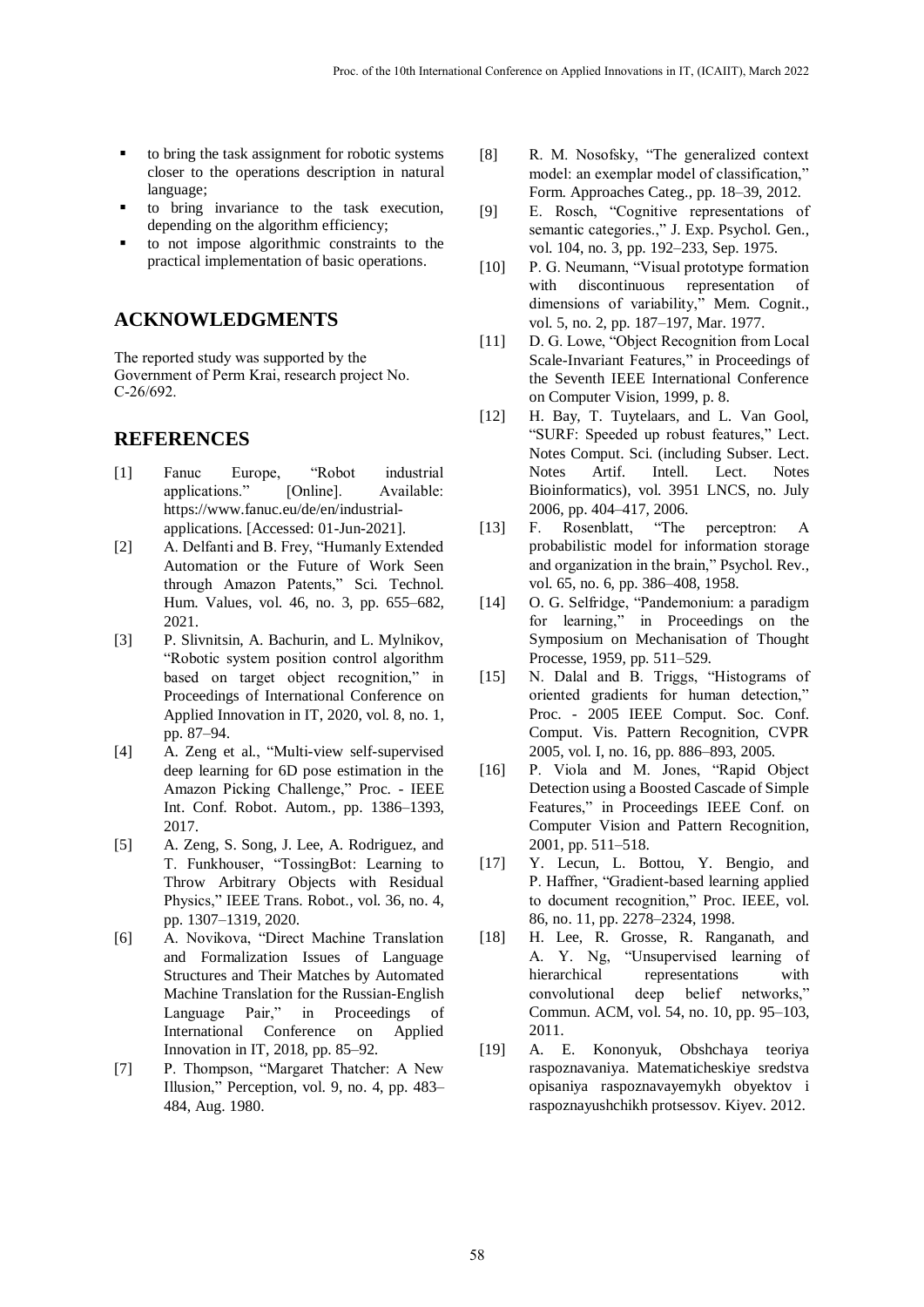- to bring the task assignment for robotic systems closer to the operations description in natural language;
- to bring invariance to the task execution, depending on the algorithm efficiency;
- to not impose algorithmic constraints to the practical implementation of basic operations.

## ACKNOWLEDGMENTS

The reported study was supported by the Government of Perm Krai, research project No. C-26/692.

## REFERENCES

[1] Fanuc Europe, "Robot industrial applications." [Online]. Available: https://www.fanuc.eu/de/en/industrial-applications. [Accessed: 01-Jun-2021].

[2] A. Delfanti and B. Frey, "Humanly Extended Automation or the Future of Work Seen through Amazon Patents," Sci. Technol. Hum. Values, vol. 46, no. 3, pp. 655–682, 2021.

[3] P. Slivnitsin, A. Bachurin, and L. Mylnikov, "Robotic system position control algorithm based on target object recognition," in Proceedings of International Conference on Applied Innovation in IT, 2020, vol. 8, no. 1, pp. 87–94.

[4] A. Zeng et al., "Multi-view self-supervised deep learning for 6D pose estimation in the Amazon Picking Challenge," Proc. - IEEE Int. Conf. Robot. Autom., pp. 1386–1393, 2017.

[5] A. Zeng, S. Song, J. Lee, A. Rodriguez, and T. Funkhouser, "TossingBot: Learning to Throw Arbitrary Objects with Residual Physics," IEEE Trans. Robot., vol. 36, no. 4, pp. 1307–1319, 2020.

[6] A. Novikova, "Direct Machine Translation and Formalization Issues of Language Structures and Their Matches by Automated Machine Translation for the Russian-English Language Pair," in Proceedings of International Conference on Applied Innovation in IT, 2018, pp. 85–92.

[7] P. Thompson, "Margaret Thatcher: A New Illusion," Perception, vol. 9, no. 4, pp. 483–484, Aug. 1980.

[8] R. M. Nosofsky, "The generalized context model: an exemplar model of classification," Form. Approaches Categ., pp. 18–39, 2012.

[9] E. Rosch, "Cognitive representations of semantic categories.," J. Exp. Psychol. Gen., vol. 104, no. 3, pp. 192–233, Sep. 1975.

[10] P. G. Neumann, "Visual prototype formation with discontinuous representation of dimensions of variability," Mem. Cognit., vol. 5, no. 2, pp. 187–197, Mar. 1977.

[11] D. G. Lowe, "Object Recognition from Local Scale-Invariant Features," in Proceedings of the Seventh IEEE International Conference on Computer Vision, 1999, p. 8.

[12] H. Bay, T. Tuytelaars, and L. Van Gool, "SURF: Speeded up robust features," Lect. Notes Comput. Sci. (including Subser. Lect. Notes Artif. Intell. Lect. Notes Bioinformatics), vol. 3951 LNCS, no. July 2006, pp. 404–417, 2006.

[13] F. Rosenblatt, "The perceptron: A probabilistic model for information storage and organization in the brain," Psychol. Rev., vol. 65, no. 6, pp. 386–408, 1958.

[14] O. G. Selfridge, "Pandemonium: a paradigm for learning," in Proceedings on the Symposium on Mechanisation of Thought Processe, 1959, pp. 511–529.

[15] N. Dalal and B. Triggs, "Histograms of oriented gradients for human detection," Proc. - 2005 IEEE Comput. Soc. Conf. Comput. Vis. Pattern Recognition, CVPR 2005, vol. I, no. 16, pp. 886–893, 2005.

[16] P. Viola and M. Jones, "Rapid Object Detection using a Boosted Cascade of Simple Features," in Proceedings IEEE Conf. on Computer Vision and Pattern Recognition, 2001, pp. 511–518.

[17] Y. Lecun, L. Bottou, Y. Bengio, and P. Haffner, "Gradient-based learning applied to document recognition," Proc. IEEE, vol. 86, no. 11, pp. 2278–2324, 1998.

[18] H. Lee, R. Grosse, R. Ranganath, and A. Y. Ng, "Unsupervised learning of hierarchical representations with convolutional deep belief networks," Commun. ACM, vol. 54, no. 10, pp. 95–103, 2011.

[19] A. E. Kononyuk, Obshchaya teoriya raspoznavaniya. Matematicheskiye sredstva opisaniya raspoznavayemykh obyektov i raspoznayushchikh protsessov. Kiyev. 2012.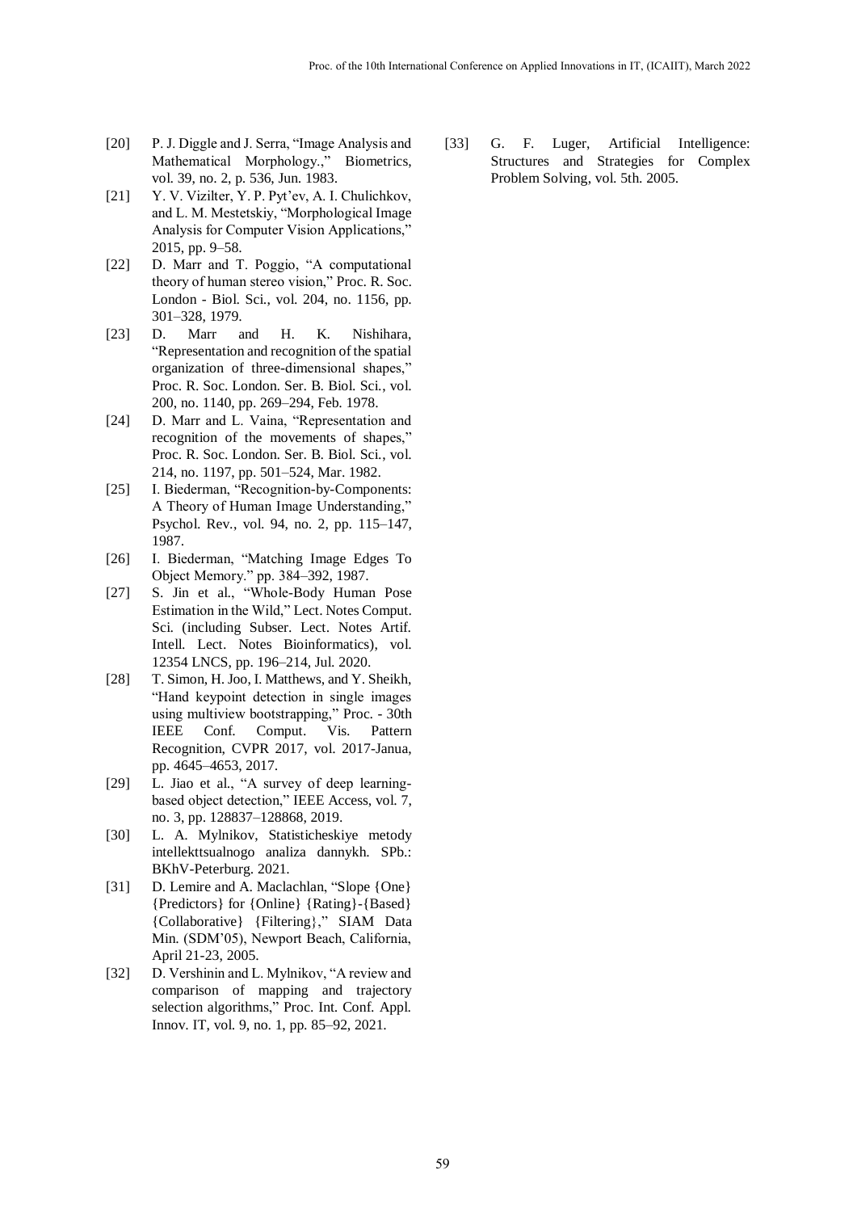[20] P. J. Diggle and J. Serra, "Image Analysis and Mathematical Morphology.," Biometrics, vol. 39, no. 2, p. 536, Jun. 1983.

[21] Y. V. Vizilter, Y. P. Pyt'ev, A. I. Chulichkov, and L. M. Mestetskiy, "Morphological Image Analysis for Computer Vision Applications," 2015, pp. 9–58.

[22] D. Marr and T. Poggio, "A computational theory of human stereo vision," Proc. R. Soc. London - Biol. Sci., vol. 204, no. 1156, pp. 301–328, 1979.

[23] D. Marr and H. K. Nishihara, "Representation and recognition of the spatial organization of three-dimensional shapes," Proc. R. Soc. London. Ser. B. Biol. Sci., vol. 200, no. 1140, pp. 269–294, Feb. 1978.

[24] D. Marr and L. Vaina, "Representation and recognition of the movements of shapes," Proc. R. Soc. London. Ser. B. Biol. Sci., vol. 214, no. 1197, pp. 501–524, Mar. 1982.

[25] I. Biederman, "Recognition-by-Components: A Theory of Human Image Understanding," Psychol. Rev., vol. 94, no. 2, pp. 115–147, 1987.

[26] I. Biederman, "Matching Image Edges To Object Memory." pp. 384–392, 1987.

[27] S. Jin et al., "Whole-Body Human Pose Estimation in the Wild," Lect. Notes Comput. Sci. (including Subser. Lect. Notes Artif. Intell. Lect. Notes Bioinformatics), vol. 12354 LNCS, pp. 196–214, Jul. 2020.

[28] T. Simon, H. Joo, I. Matthews, and Y. Sheikh, "Hand keypoint detection in single images using multiview bootstrapping," Proc. - 30th IEEE Conf. Comput. Vis. Pattern Recognition, CVPR 2017, vol. 2017-Janua, pp. 4645–4653, 2017.

[29] L. Jiao et al., "A survey of deep learning-based object detection," IEEE Access, vol. 7, no. 3, pp. 128837–128868, 2019.

[30] L. A. Mylnikov, Statisticheskiye metody intellekttsualnogo analiza dannykh. SPb.: BKhV-Peterburg. 2021.

[31] D. Lemire and A. Maclachlan, "Slope {One} {Predictors} for {Online} {Rating}-{Based} {Collaborative} {Filtering}," SIAM Data Min. (SDM'05), Newport Beach, California, April 21-23, 2005.

[32] D. Vershinin and L. Mylnikov, "A review and comparison of mapping and trajectory selection algorithms," Proc. Int. Conf. Appl. Innov. IT, vol. 9, no. 1, pp. 85–92, 2021.

[33] G. F. Luger, Artificial Intelligence: Structures and Strategies for Complex Problem Solving, vol. 5th. 2005.